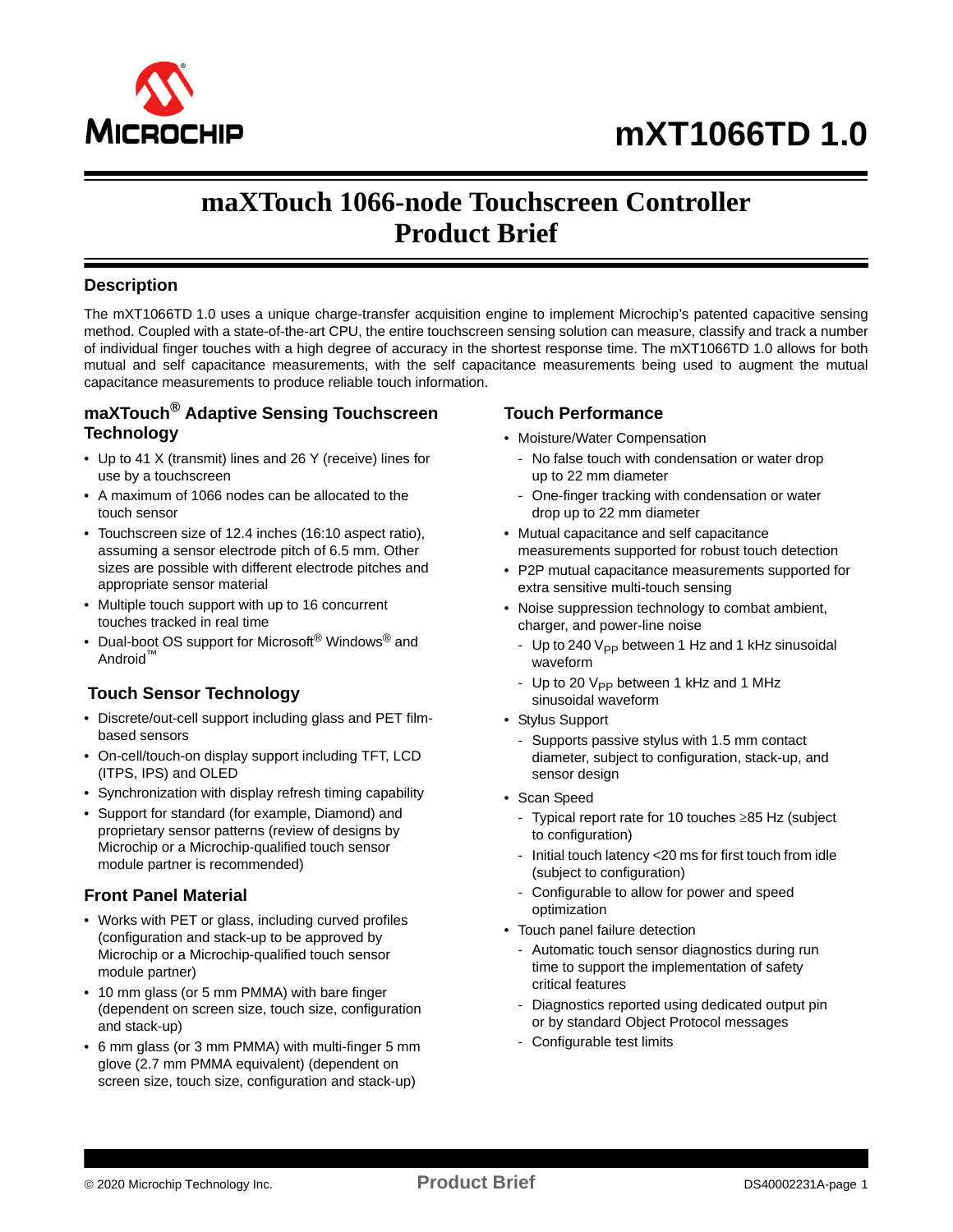# mXT1066TD 1.0

# maXTouch 1066-node Touchscreen Controller Product Brief

## Description

The mXT1066TD 1.0 uses a unique charge-transfer acquisition engine to implement Microchip's patented capacitive sensing method. Coupled with a state-of-the-art CPU, the entire touchscreen sensing solution can measure, classify and track a number of individual finger touches with a high degree of accuracy in the shortest response time. The mXT1066TD 1.0 allows for both mutual and self capacitance measurements, with the self capacitance measurements being used to augment the mutual capacitance measurements to produce reliable touch information.

## maXTouch® Adaptive Sensing Touchscreen Technology

- Up to 41 X (transmit) lines and 26 Y (receive) lines for use by a touchscreen
- A maximum of 1066 nodes can be allocated to the touch sensor
- Touchscreen size of 12.4 inches (16:10 aspect ratio), assuming a sensor electrode pitch of 6.5 mm. Other sizes are possible with different electrode pitches and appropriate sensor material
- Multiple touch support with up to 16 concurrent touches tracked in real time
- Dual-boot OS support for Microsoft® Windows® and Android™

## Touch Sensor Technology

- Discrete/out-cell support including glass and PET film-based sensors
- On-cell/touch-on display support including TFT, LCD (ITPS, IPS) and OLED
- Synchronization with display refresh timing capability
- Support for standard (for example, Diamond) and proprietary sensor patterns (review of designs by Microchip or a Microchip-qualified touch sensor module partner is recommended)

## Front Panel Material

- Works with PET or glass, including curved profiles (configuration and stack-up to be approved by Microchip or a Microchip-qualified touch sensor module partner)
- 10 mm glass (or 5 mm PMMA) with bare finger (dependent on screen size, touch size, configuration and stack-up)
- 6 mm glass (or 3 mm PMMA) with multi-finger 5 mm glove (2.7 mm PMMA equivalent) (dependent on screen size, touch size, configuration and stack-up)

## Touch Performance

- Moisture/Water Compensation
  - No false touch with condensation or water drop up to 22 mm diameter
  - One-finger tracking with condensation or water drop up to 22 mm diameter
- Mutual capacitance and self capacitance measurements supported for robust touch detection
- P2P mutual capacitance measurements supported for extra sensitive multi-touch sensing
- Noise suppression technology to combat ambient, charger, and power-line noise
  - Up to 240 $V_{PP}$ between 1 Hz and 1 kHz sinusoidal waveform
  - Up to 20 $V_{PP}$ between 1 kHz and 1 MHz sinusoidal waveform
- Stylus Support
  - Supports passive stylus with 1.5 mm contact diameter, subject to configuration, stack-up, and sensor design
- Scan Speed
  - Typical report rate for 10 touches ≥85 Hz (subject to configuration)
  - Initial touch latency <20 ms for first touch from idle (subject to configuration)
  - Configurable to allow for power and speed optimization
- Touch panel failure detection
  - Automatic touch sensor diagnostics during run time to support the implementation of safety critical features
  - Diagnostics reported using dedicated output pin or by standard Object Protocol messages
  - Configurable test limits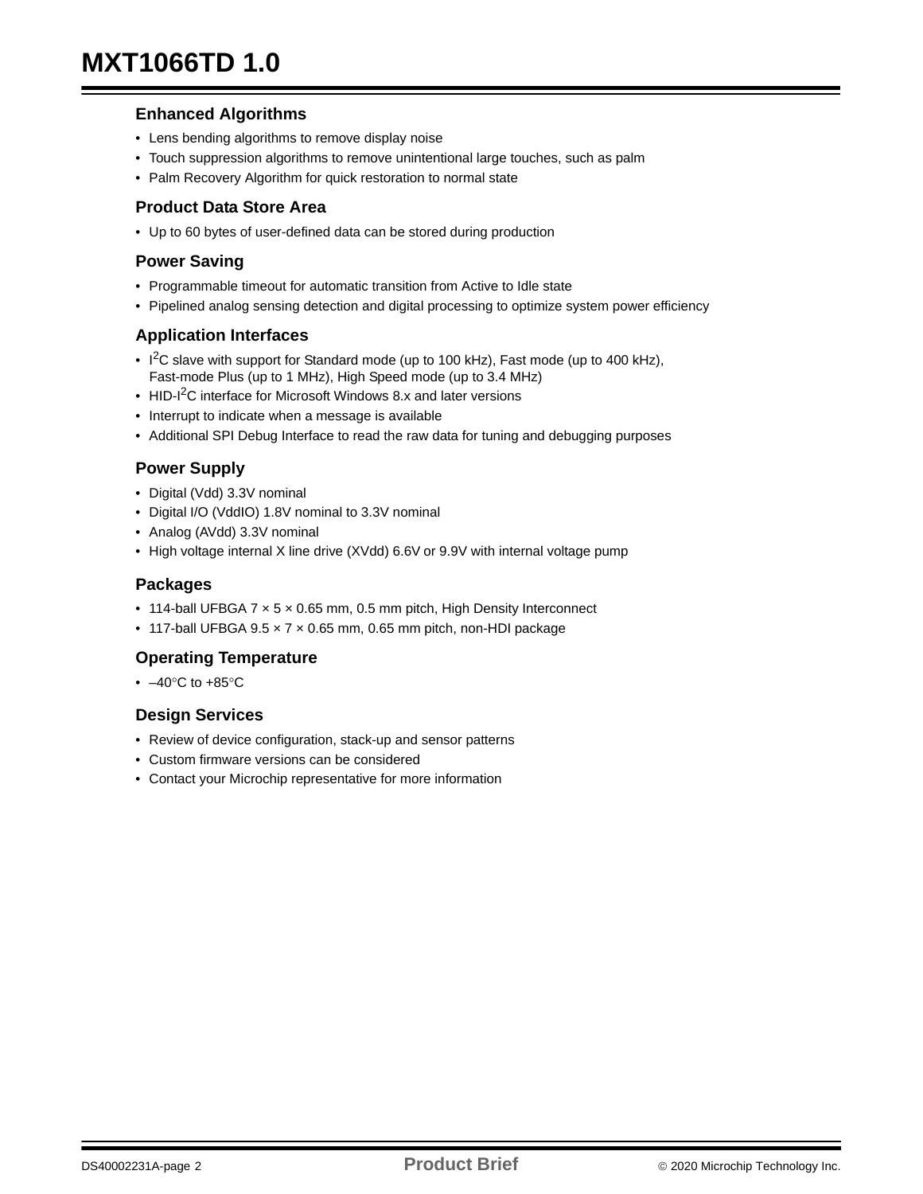### Enhanced Algorithms

- Lens bending algorithms to remove display noise
- Touch suppression algorithms to remove unintentional large touches, such as palm
- Palm Recovery Algorithm for quick restoration to normal state

### Product Data Store Area

- Up to 60 bytes of user-defined data can be stored during production

### Power Saving

- Programmable timeout for automatic transition from Active to Idle state
- Pipelined analog sensing detection and digital processing to optimize system power efficiency

### Application Interfaces

- $I^2C$ slave with support for Standard mode (up to 100 kHz), Fast mode (up to 400 kHz), Fast-mode Plus (up to 1 MHz), High Speed mode (up to 3.4 MHz)
- HID-$I^2C$ interface for Microsoft Windows 8.x and later versions
- Interrupt to indicate when a message is available
- Additional SPI Debug Interface to read the raw data for tuning and debugging purposes

### Power Supply

- Digital (Vdd) 3.3V nominal
- Digital I/O (VddIO) 1.8V nominal to 3.3V nominal
- Analog (AVdd) 3.3V nominal
- High voltage internal X line drive (XVdd) 6.6V or 9.9V with internal voltage pump

### Packages

- 114-ball UFBGA 7 × 5 × 0.65 mm, 0.5 mm pitch, High Density Interconnect
- 117-ball UFBGA 9.5 × 7 × 0.65 mm, 0.65 mm pitch, non-HDI package

### Operating Temperature

- –40°C to +85°C

### Design Services

- Review of device configuration, stack-up and sensor patterns
- Custom firmware versions can be considered
- Contact your Microchip representative for more information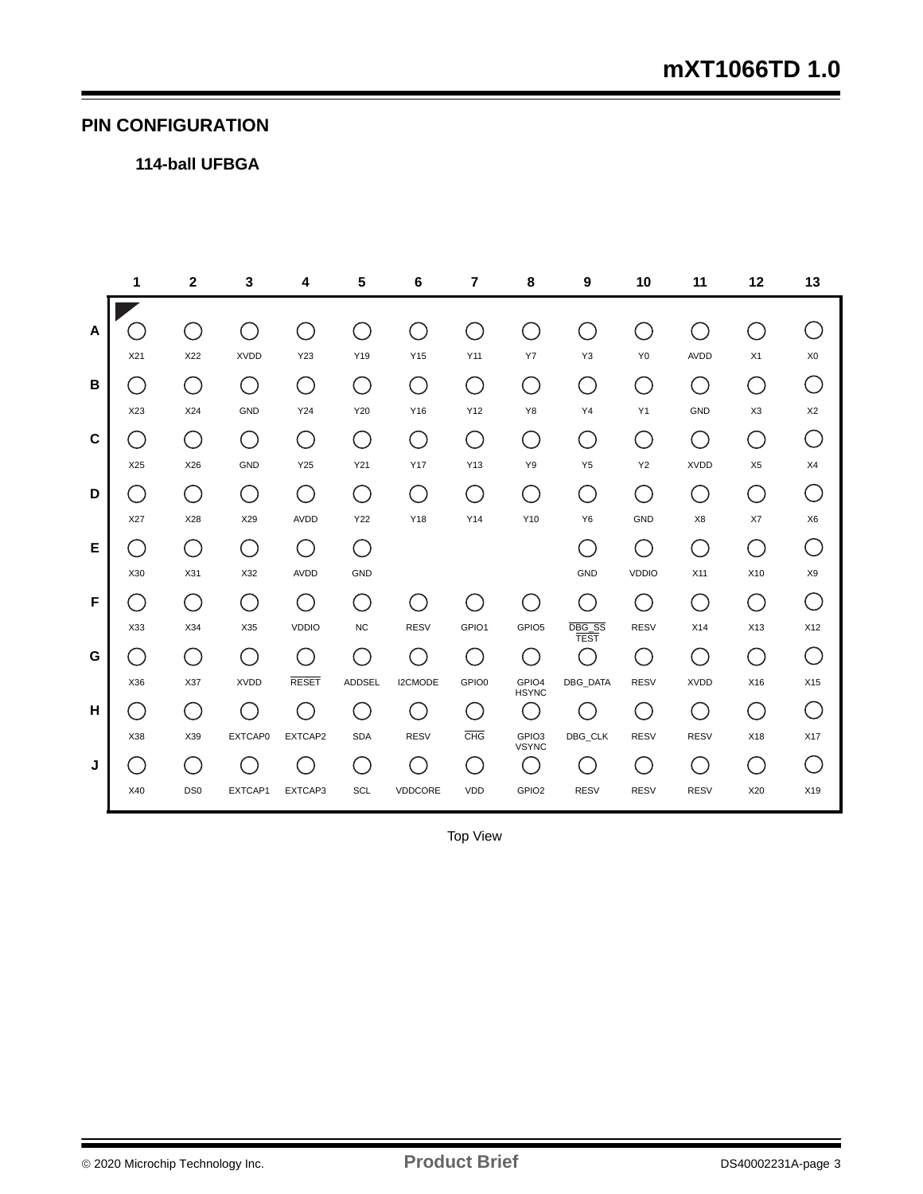## PIN CONFIGURATION

### 114-ball UFBGA

| | 1 | 2 | 3 | 4 | 5 | 6 | 7 | 8 | 9 | 10 | 11 | 12 | 13 |
|---|---|---|---|---|---|---|---|---|---|---|---|---|---|
| **A** | X21 | X22 | XVDD | Y23 | Y19 | Y15 | Y11 | Y7 | Y3 | Y0 | AVDD | X1 | X0 |
| **B** | X23 | X24 | GND | Y24 | Y20 | Y16 | Y12 | Y8 | Y4 | Y1 | GND | X3 | X2 |
| **C** | X25 | X26 | GND | Y25 | Y21 | Y17 | Y13 | Y9 | Y5 | Y2 | XVDD | X5 | X4 |
| **D** | X27 | X28 | X29 | AVDD | Y22 | Y18 | Y14 | Y10 | Y6 | GND | X8 | X7 | X6 |
| **E** | X30 | X31 | X32 | AVDD | GND | | | | GND | VDDIO | X11 | X10 | X9 |
| **F** | X33 | X34 | X35 | VDDIO | NC | RESV | GPIO1 | GPIO5 | $\overline{\text{DBG\_SS}}$ $\overline{\text{TEST}}$ | RESV | X14 | X13 | X12 |
| **G** | X36 | X37 | XVDD | $\overline{\text{RESET}}$ | ADDSEL | I2CMODE | GPIO0 | GPIO4 HSYNC | DBG_DATA | RESV | XVDD | X16 | X15 |
| **H** | X38 | X39 | EXTCAP0 | EXTCAP2 | SDA | RESV | $\overline{\text{CHG}}$ | GPIO3 VSYNC | DBG_CLK | RESV | RESV | X18 | X17 |
| **J** | X40 | DS0 | EXTCAP1 | EXTCAP3 | SCL | VDDCORE | VDD | GPIO2 | RESV | RESV | RESV | X20 | X19 |

Top View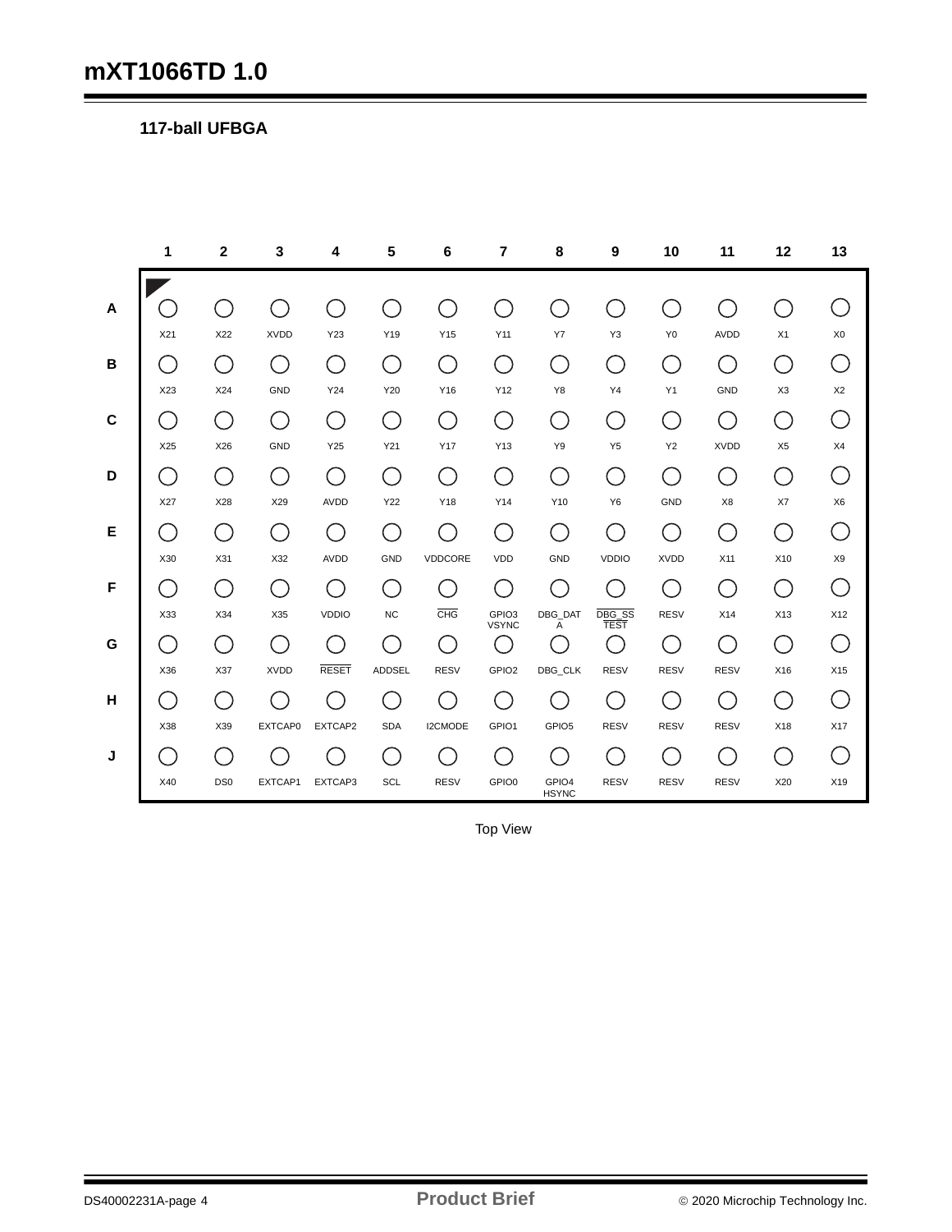## 117-ball UFBGA

| | 1 | 2 | 3 | 4 | 5 | 6 | 7 | 8 | 9 | 10 | 11 | 12 | 13 |
|---|---|---|---|---|---|---|---|---|---|---|---|---|---|
| **A** | X21 | X22 | XVDD | Y23 | Y19 | Y15 | Y11 | Y7 | Y3 | Y0 | AVDD | X1 | X0 |
| **B** | X23 | X24 | GND | Y24 | Y20 | Y16 | Y12 | Y8 | Y4 | Y1 | GND | X3 | X2 |
| **C** | X25 | X26 | GND | Y25 | Y21 | Y17 | Y13 | Y9 | Y5 | Y2 | XVDD | X5 | X4 |
| **D** | X27 | X28 | X29 | AVDD | Y22 | Y18 | Y14 | Y10 | Y6 | GND | X8 | X7 | X6 |
| **E** | X30 | X31 | X32 | AVDD | GND | VDDCORE | VDD | GND | VDDIO | XVDD | X11 | X10 | X9 |
| **F** | X33 | X34 | X35 | VDDIO | NC | $\overline{\text{CHG}}$ | GPIO3 VSYNC | DBG_DATA | $\overline{\text{DBG\_SS}}$ $\overline{\text{TEST}}$ | RESV | X14 | X13 | X12 |
| **G** | X36 | X37 | XVDD | $\overline{\text{RESET}}$ | ADDSEL | RESV | GPIO2 | DBG_CLK | RESV | RESV | RESV | X16 | X15 |
| **H** | X38 | X39 | EXTCAP0 | EXTCAP2 | SDA | I2CMODE | GPIO1 | GPIO5 | RESV | RESV | RESV | X18 | X17 |
| **J** | X40 | DS0 | EXTCAP1 | EXTCAP3 | SCL | RESV | GPIO0 | GPIO4 HSYNC | RESV | RESV | RESV | X20 | X19 |

Top View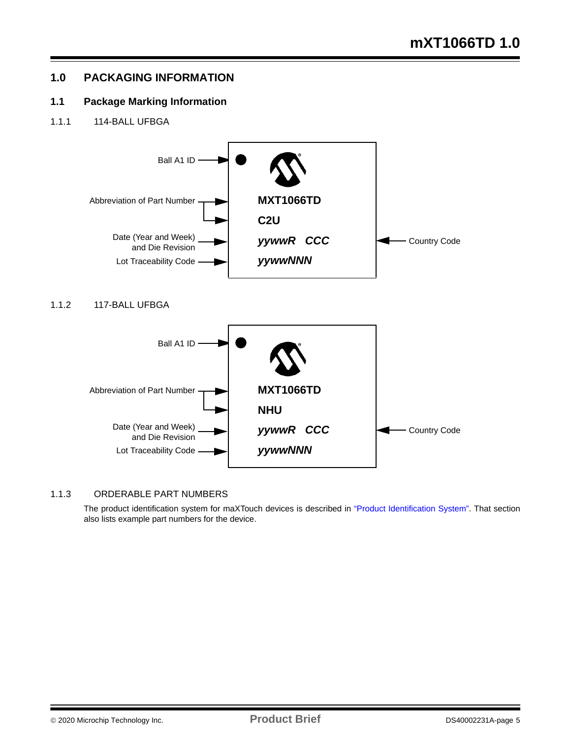# 1.0 PACKAGING INFORMATION

## 1.1 Package Marking Information

### 1.1.1 114-BALL UFBGA

| Label | Marking |
|---|---|
| Ball A1 ID | ● |
| Abbreviation of Part Number | **MXT1066TD** |
| | **C2U** |
| Date (Year and Week) and Die Revision / Country Code | ***yywwR CCC*** |
| Lot Traceability Code | ***yywwNNN*** |

### 1.1.2 117-BALL UFBGA

| Label | Marking |
|---|---|
| Ball A1 ID | ● |
| Abbreviation of Part Number | **MXT1066TD** |
| | **NHU** |
| Date (Year and Week) and Die Revision / Country Code | ***yywwR CCC*** |
| Lot Traceability Code | ***yywwNNN*** |

### 1.1.3 ORDERABLE PART NUMBERS

The product identification system for maXTouch devices is described in "Product Identification System". That section also lists example part numbers for the device.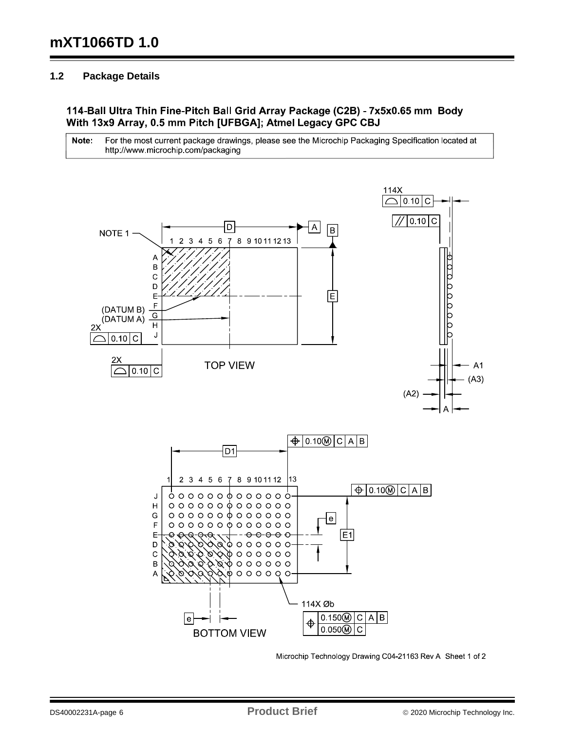### 1.2 Package Details

**114-Ball Ultra Thin Fine-Pitch Ball Grid Array Package (C2B) - 7x5x0.65 mm Body With 13x9 Array, 0.5 mm Pitch [UFBGA]; Atmel Legacy GPC CBJ**

**Note:** For the most current package drawings, please see the Microchip Packaging Specification located at http://www.microchip.com/packaging

Microchip Technology Drawing C04-21163 Rev A Sheet 1 of 2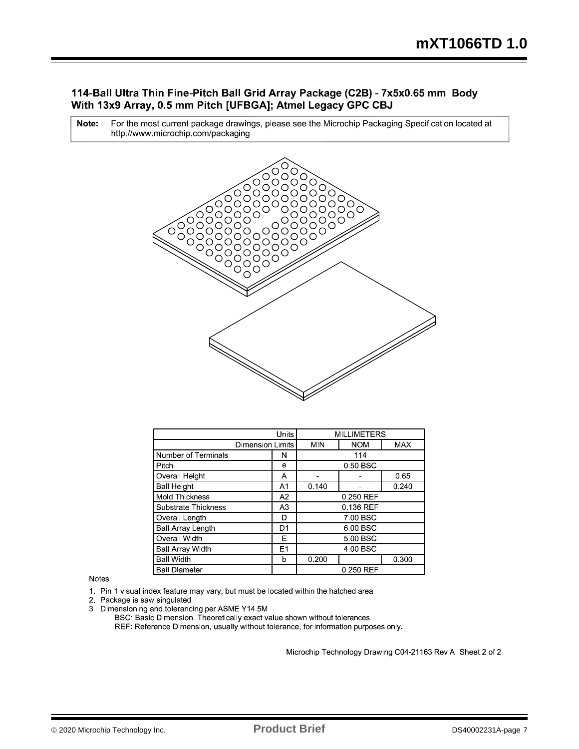## 114-Ball Ultra Thin Fine-Pitch Ball Grid Array Package (C2B) - 7x5x0.65 mm Body With 13x9 Array, 0.5 mm Pitch [UFBGA]; Atmel Legacy GPC CBJ

| **Note:** | For the most current package drawings, please see the Microchip Packaging Specification located at http://www.microchip.com/packaging |
|---|---|

| Units | | MILLIMETERS | | |
|---|---|---|---|---|
| Dimension Limits | | MIN | NOM | MAX |
| Number of Terminals | N | | 114 | |
| Pitch | e | | 0.50 BSC | |
| Overall Height | A | - | - | 0.65 |
| Ball Height | A1 | 0.140 | - | 0.240 |
| Mold Thickness | A2 | | 0.250 REF | |
| Substrate Thickness | A3 | | 0.136 REF | |
| Overall Length | D | | 7.00 BSC | |
| Ball Array Length | D1 | | 6.00 BSC | |
| Overall Width | E | | 5.00 BSC | |
| Ball Array Width | E1 | | 4.00 BSC | |
| Ball Width | b | 0.200 | - | 0.300 |
| Ball Diameter | | | 0.250 REF | |

Notes:

1. Pin 1 visual index feature may vary, but must be located within the hatched area.
2. Package is saw singulated
3. Dimensioning and tolerancing per ASME Y14.5M

   BSC: Basic Dimension. Theoretically exact value shown without tolerances.

   REF: Reference Dimension, usually without tolerance, for information purposes only.

Microchip Technology Drawing C04-21163 Rev A Sheet 2 of 2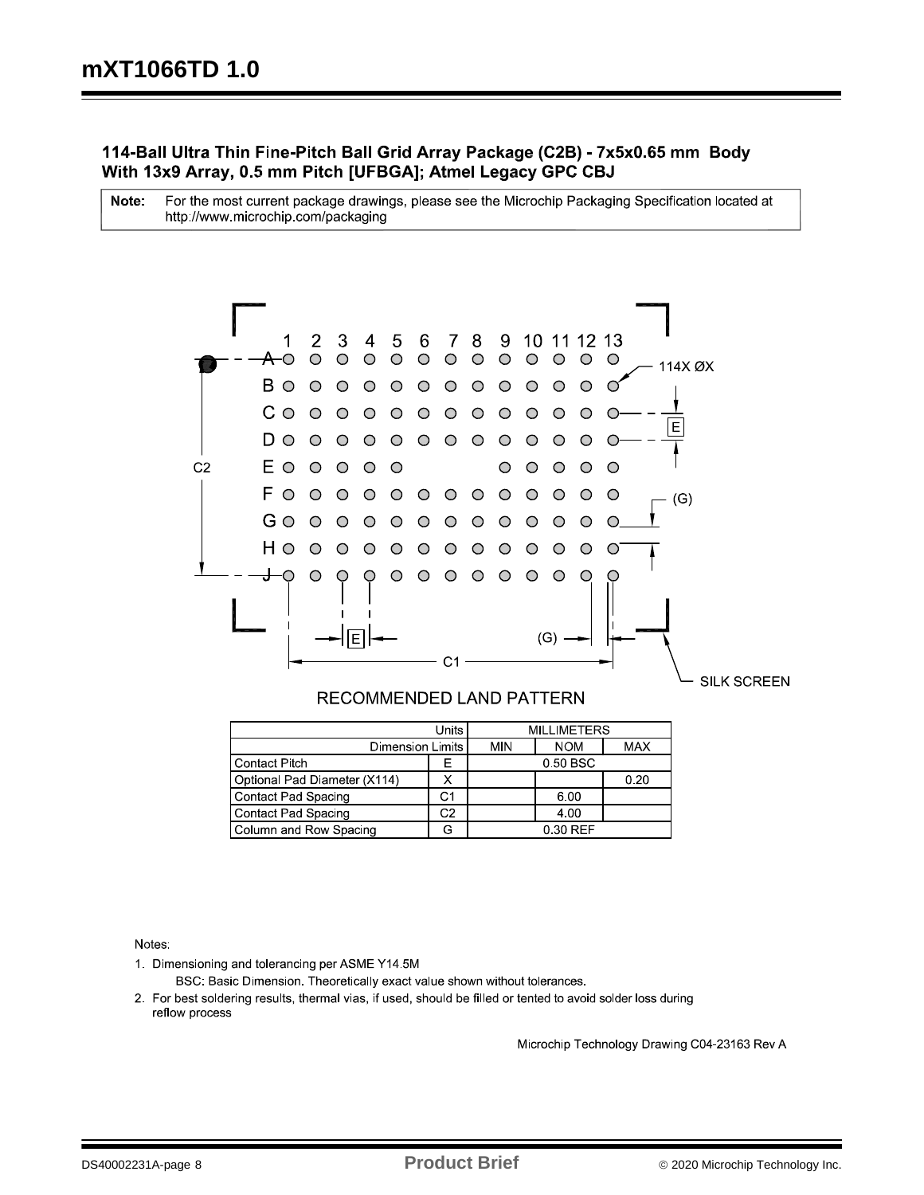### 114-Ball Ultra Thin Fine-Pitch Ball Grid Array Package (C2B) - 7x5x0.65 mm Body With 13x9 Array, 0.5 mm Pitch [UFBGA]; Atmel Legacy GPC CBJ

**Note:** For the most current package drawings, please see the Microchip Packaging Specification located at http://www.microchip.com/packaging

RECOMMENDED LAND PATTERN

| Units | | MILLIMETERS | | |
|---|---|---|---|---|
| Dimension Limits | | MIN | NOM | MAX |
| Contact Pitch | E | | 0.50 BSC | |
| Optional Pad Diameter (X114) | X | | | 0.20 |
| Contact Pad Spacing | C1 | | 6.00 | |
| Contact Pad Spacing | C2 | | 4.00 | |
| Column and Row Spacing | G | | 0.30 REF | |

Notes:

1. Dimensioning and tolerancing per ASME Y14.5M

   BSC: Basic Dimension. Theoretically exact value shown without tolerances.

2. For best soldering results, thermal vias, if used, should be filled or tented to avoid solder loss during reflow process

Microchip Technology Drawing C04-23163 Rev A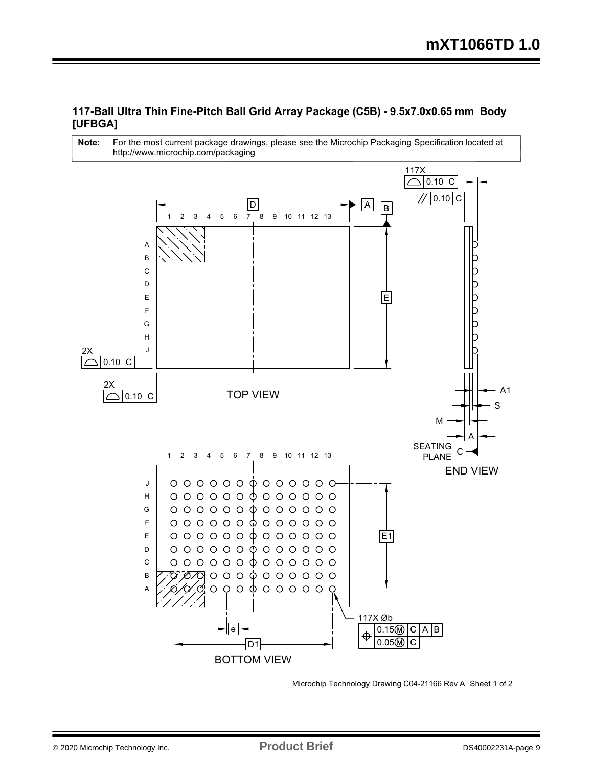### 117-Ball Ultra Thin Fine-Pitch Ball Grid Array Package (C5B) - 9.5x7.0x0.65 mm Body [UFBGA]

**Note:** For the most current package drawings, please see the Microchip Packaging Specification located at http://www.microchip.com/packaging

117X ⌓ 0.10 C

// 0.10 C

D A B

1 2 3 4 5 6 7 8 9 10 11 12 13

A B C D E F G H J

E

2X ⌓ 0.10 C

2X ⌓ 0.10 C

TOP VIEW

A1

S

M

A

SEATING PLANE C

END VIEW

1 2 3 4 5 6 7 8 9 10 11 12 13

J H G F E D C B A

E1

117X Øb

⌖ 0.15Ⓜ C A B

0.05Ⓜ C

e

D1

BOTTOM VIEW

Microchip Technology Drawing C04-21166 Rev A Sheet 1 of 2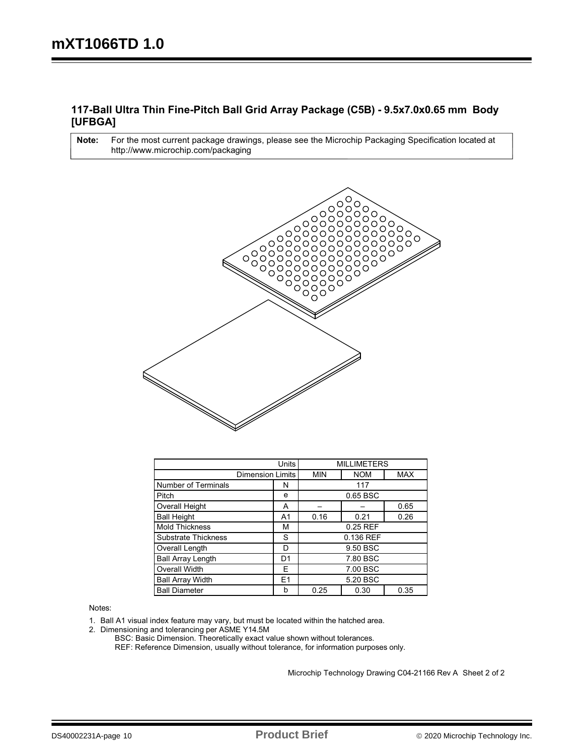## 117-Ball Ultra Thin Fine-Pitch Ball Grid Array Package (C5B) - 9.5x7.0x0.65 mm Body [UFBGA]

**Note:** For the most current package drawings, please see the Microchip Packaging Specification located at http://www.microchip.com/packaging

| Units | | MILLIMETERS | | |
|---|---|---|---|---|
| Dimension Limits | | MIN | NOM | MAX |
| Number of Terminals | N | 117 | | |
| Pitch | e | 0.65 BSC | | |
| Overall Height | A | – | – | 0.65 |
| Ball Height | A1 | 0.16 | 0.21 | 0.26 |
| Mold Thickness | M | 0.25 REF | | |
| Substrate Thickness | S | 0.136 REF | | |
| Overall Length | D | 9.50 BSC | | |
| Ball Array Length | D1 | 7.80 BSC | | |
| Overall Width | E | 7.00 BSC | | |
| Ball Array Width | E1 | 5.20 BSC | | |
| Ball Diameter | b | 0.25 | 0.30 | 0.35 |

Notes:

1. Ball A1 visual index feature may vary, but must be located within the hatched area.
2. Dimensioning and tolerancing per ASME Y14.5M
   BSC: Basic Dimension. Theoretically exact value shown without tolerances.
   REF: Reference Dimension, usually without tolerance, for information purposes only.

Microchip Technology Drawing C04-21166 Rev A Sheet 2 of 2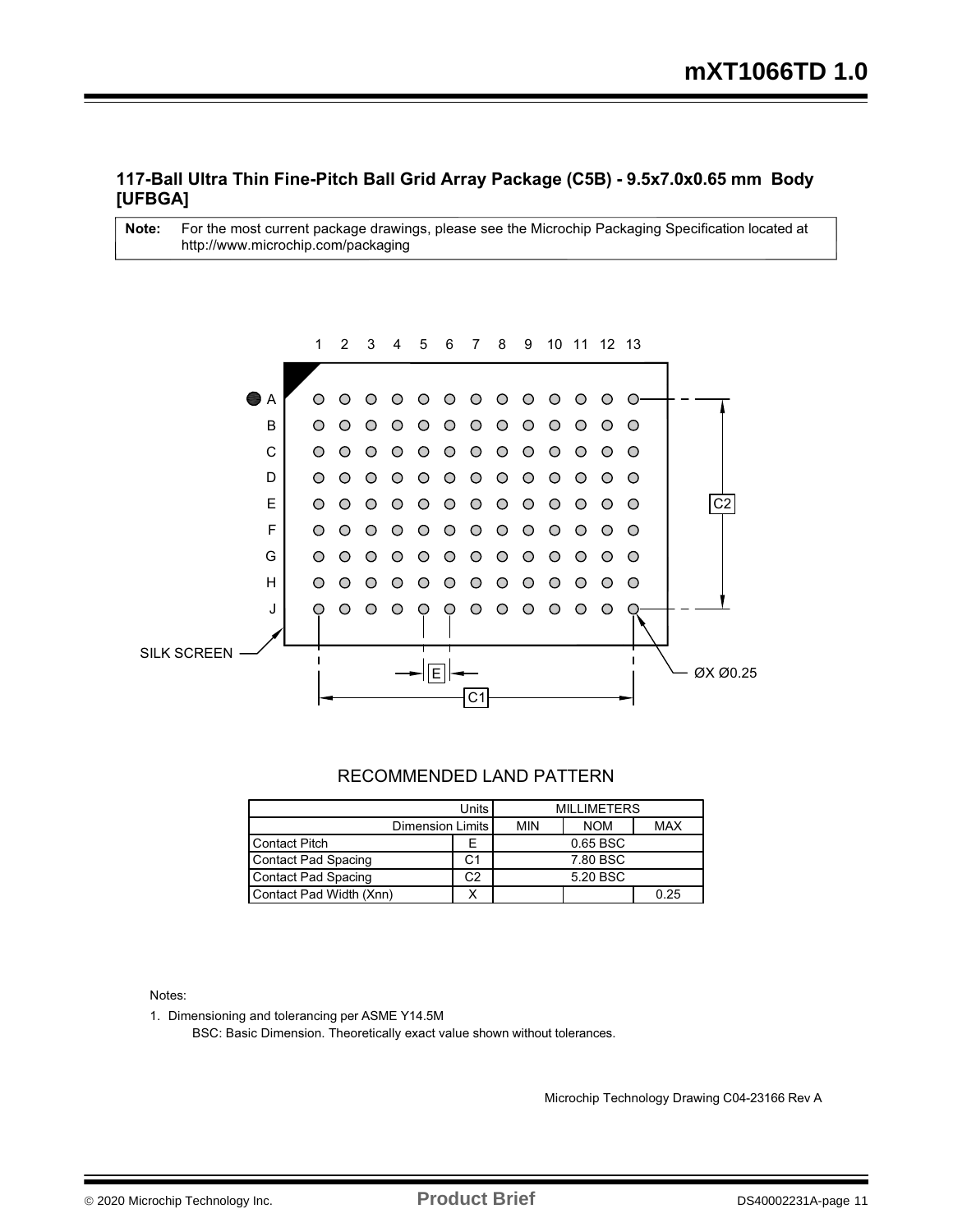### 117-Ball Ultra Thin Fine-Pitch Ball Grid Array Package (C5B) - 9.5x7.0x0.65 mm Body [UFBGA]

| **Note:** | For the most current package drawings, please see the Microchip Packaging Specification located at http://www.microchip.com/packaging |
|---|---|

1 2 3 4 5 6 7 8 9 10 11 12 13

A B C D E F G H J

SILK SCREEN

E

C1

C2

ØX Ø0.25

RECOMMENDED LAND PATTERN

| Units | | MILLIMETERS | | |
|---|---|---|---|---|
| Dimension Limits | | MIN | NOM | MAX |
| Contact Pitch | E | | 0.65 BSC | |
| Contact Pad Spacing | C1 | | 7.80 BSC | |
| Contact Pad Spacing | C2 | | 5.20 BSC | |
| Contact Pad Width (Xnn) | X | | | 0.25 |

Notes:

1. Dimensioning and tolerancing per ASME Y14.5M

   BSC: Basic Dimension. Theoretically exact value shown without tolerances.

Microchip Technology Drawing C04-23166 Rev A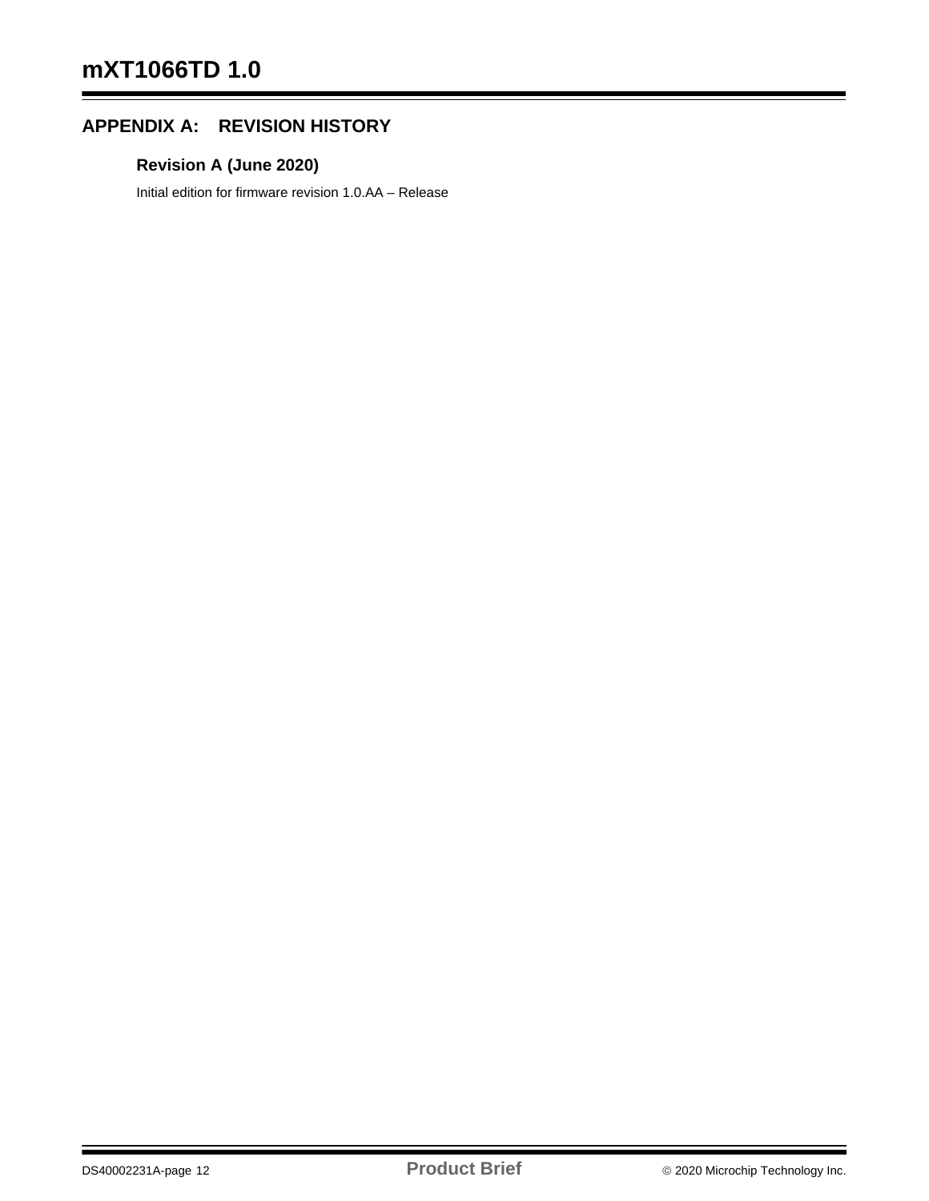## APPENDIX A: REVISION HISTORY

### Revision A (June 2020)

Initial edition for firmware revision 1.0.AA – Release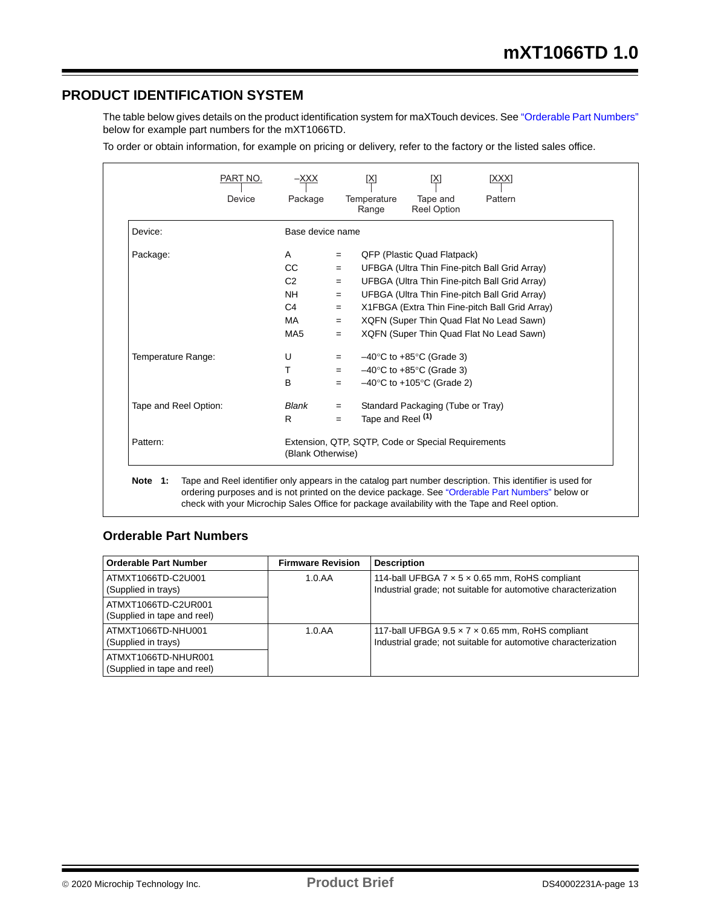## PRODUCT IDENTIFICATION SYSTEM

The table below gives details on the product identification system for maXTouch devices. See "Orderable Part Numbers" below for example part numbers for the mXT1066TD.

To order or obtain information, for example on pricing or delivery, refer to the factory or the listed sales office.

| PART NO. | –XXX | [X] | [X] | [XXX] |
|---|---|---|---|---|
| Device | Package | Temperature Range | Tape and Reel Option | Pattern |

| | | | |
|---|---|---|---|
| Device: | Base device name | | |
| Package: | A | = | QFP (Plastic Quad Flatpack) |
| | CC | = | UFBGA (Ultra Thin Fine-pitch Ball Grid Array) |
| | C2 | = | UFBGA (Ultra Thin Fine-pitch Ball Grid Array) |
| | NH | = | UFBGA (Ultra Thin Fine-pitch Ball Grid Array) |
| | C4 | = | X1FBGA (Extra Thin Fine-pitch Ball Grid Array) |
| | MA | = | XQFN (Super Thin Quad Flat No Lead Sawn) |
| | MA5 | = | XQFN (Super Thin Quad Flat No Lead Sawn) |
| Temperature Range: | U | = | –40°C to +85°C (Grade 3) |
| | T | = | –40°C to +85°C (Grade 3) |
| | B | = | –40°C to +105°C (Grade 2) |
| Tape and Reel Option: | *Blank* | = | Standard Packaging (Tube or Tray) |
| | R | = | Tape and Reel (1) |
| Pattern: | Extension, QTP, SQTP, Code or Special Requirements (Blank Otherwise) | | |

**Note 1:** Tape and Reel identifier only appears in the catalog part number description. This identifier is used for ordering purposes and is not printed on the device package. See "Orderable Part Numbers" below or check with your Microchip Sales Office for package availability with the Tape and Reel option.

### Orderable Part Numbers

| Orderable Part Number | Firmware Revision | Description |
|---|---|---|
| ATMXT1066TD-C2U001 (Supplied in trays) | 1.0.AA | 114-ball UFBGA 7 × 5 × 0.65 mm, RoHS compliant Industrial grade; not suitable for automotive characterization |
| ATMXT1066TD-C2UR001 (Supplied in tape and reel) | | |
| ATMXT1066TD-NHU001 (Supplied in trays) | 1.0.AA | 117-ball UFBGA 9.5 × 7 × 0.65 mm, RoHS compliant Industrial grade; not suitable for automotive characterization |
| ATMXT1066TD-NHUR001 (Supplied in tape and reel) | | |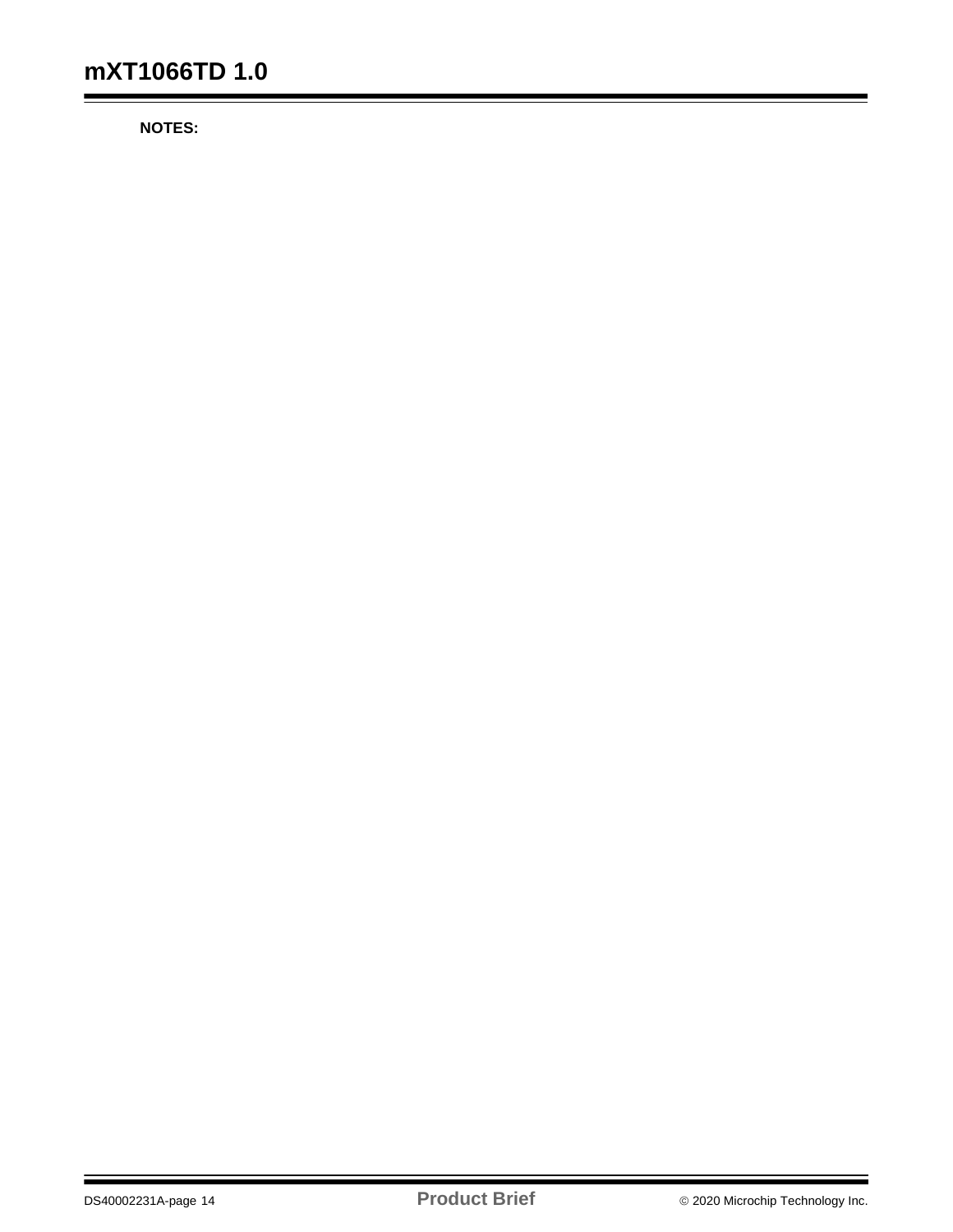**NOTES:**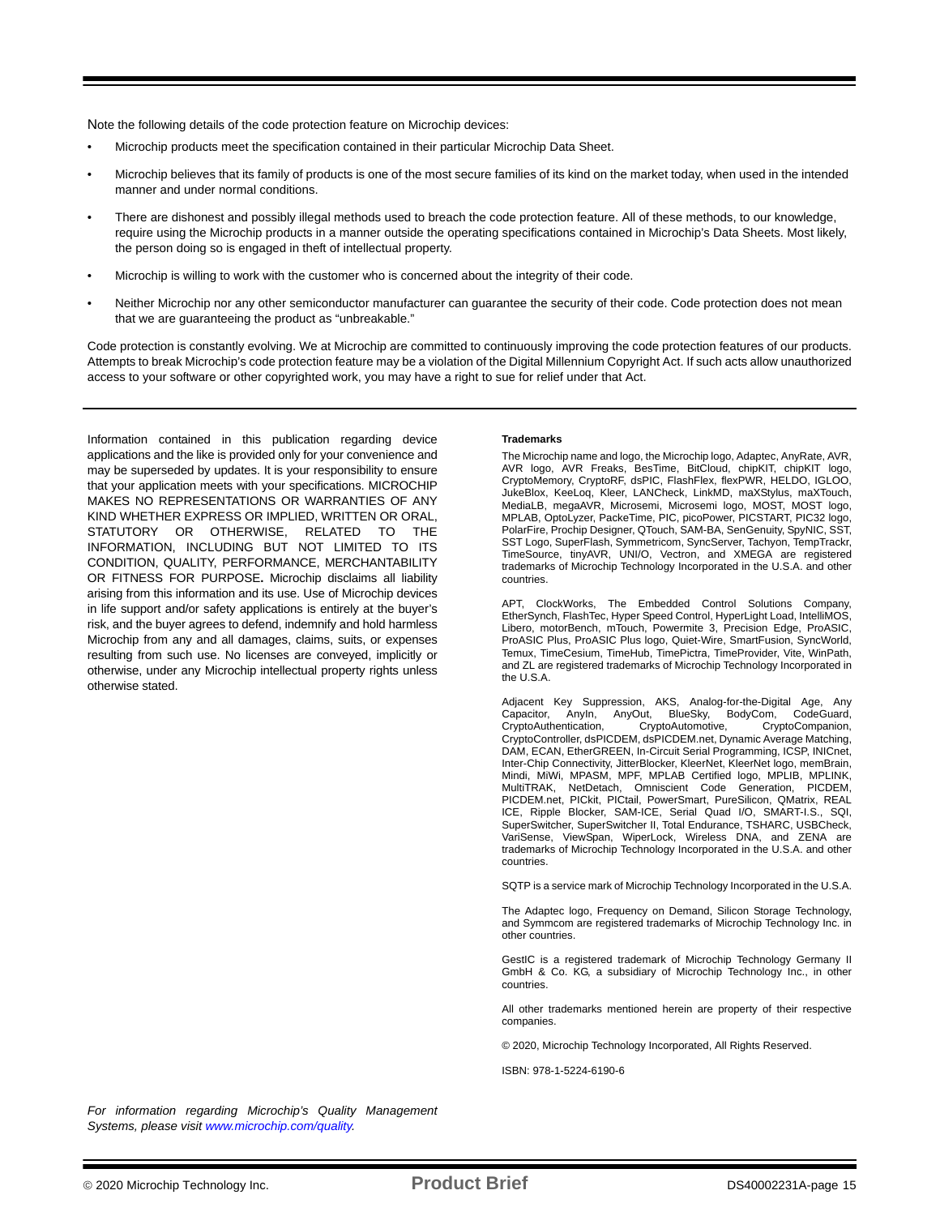Note the following details of the code protection feature on Microchip devices:

- Microchip products meet the specification contained in their particular Microchip Data Sheet.
- Microchip believes that its family of products is one of the most secure families of its kind on the market today, when used in the intended manner and under normal conditions.
- There are dishonest and possibly illegal methods used to breach the code protection feature. All of these methods, to our knowledge, require using the Microchip products in a manner outside the operating specifications contained in Microchip's Data Sheets. Most likely, the person doing so is engaged in theft of intellectual property.
- Microchip is willing to work with the customer who is concerned about the integrity of their code.
- Neither Microchip nor any other semiconductor manufacturer can guarantee the security of their code. Code protection does not mean that we are guaranteeing the product as "unbreakable."

Code protection is constantly evolving. We at Microchip are committed to continuously improving the code protection features of our products. Attempts to break Microchip's code protection feature may be a violation of the Digital Millennium Copyright Act. If such acts allow unauthorized access to your software or other copyrighted work, you may have a right to sue for relief under that Act.

Information contained in this publication regarding device applications and the like is provided only for your convenience and may be superseded by updates. It is your responsibility to ensure that your application meets with your specifications. MICROCHIP MAKES NO REPRESENTATIONS OR WARRANTIES OF ANY KIND WHETHER EXPRESS OR IMPLIED, WRITTEN OR ORAL, STATUTORY OR OTHERWISE, RELATED TO THE INFORMATION, INCLUDING BUT NOT LIMITED TO ITS CONDITION, QUALITY, PERFORMANCE, MERCHANTABILITY OR FITNESS FOR PURPOSE**.** Microchip disclaims all liability arising from this information and its use. Use of Microchip devices in life support and/or safety applications is entirely at the buyer's risk, and the buyer agrees to defend, indemnify and hold harmless Microchip from any and all damages, claims, suits, or expenses resulting from such use. No licenses are conveyed, implicitly or otherwise, under any Microchip intellectual property rights unless otherwise stated.

*For information regarding Microchip's Quality Management Systems, please visit www.microchip.com/quality.*

**Trademarks**

The Microchip name and logo, the Microchip logo, Adaptec, AnyRate, AVR, AVR logo, AVR Freaks, BesTime, BitCloud, chipKIT, chipKIT logo, CryptoMemory, CryptoRF, dsPIC, FlashFlex, flexPWR, HELDO, IGLOO, JukeBlox, KeeLoq, Kleer, LANCheck, LinkMD, maXStylus, maXTouch, MediaLB, megaAVR, Microsemi, Microsemi logo, MOST, MOST logo, MPLAB, OptoLyzer, PackeTime, PIC, picoPower, PICSTART, PIC32 logo, PolarFire, Prochip Designer, QTouch, SAM-BA, SenGenuity, SpyNIC, SST, SST Logo, SuperFlash, Symmetricom, SyncServer, Tachyon, TempTrackr, TimeSource, tinyAVR, UNI/O, Vectron, and XMEGA are registered trademarks of Microchip Technology Incorporated in the U.S.A. and other countries.

APT, ClockWorks, The Embedded Control Solutions Company, EtherSynch, FlashTec, Hyper Speed Control, HyperLight Load, IntelliMOS, Libero, motorBench, mTouch, Powermite 3, Precision Edge, ProASIC, ProASIC Plus, ProASIC Plus logo, Quiet-Wire, SmartFusion, SyncWorld, Temux, TimeCesium, TimeHub, TimePictra, TimeProvider, Vite, WinPath, and ZL are registered trademarks of Microchip Technology Incorporated in the U.S.A.

Adjacent Key Suppression, AKS, Analog-for-the-Digital Age, Any Capacitor, AnyIn, AnyOut, BlueSky, BodyCom, CodeGuard, CryptoAuthentication, CryptoAutomotive, CryptoCompanion, CryptoController, dsPICDEM, dsPICDEM.net, Dynamic Average Matching, DAM, ECAN, EtherGREEN, In-Circuit Serial Programming, ICSP, INICnet, Inter-Chip Connectivity, JitterBlocker, KleerNet, KleerNet logo, memBrain, Mindi, MiWi, MPASM, MPF, MPLAB Certified logo, MPLIB, MPLINK, MultiTRAK, NetDetach, Omniscient Code Generation, PICDEM, PICDEM.net, PICkit, PICtail, PowerSmart, PureSilicon, QMatrix, REAL ICE, Ripple Blocker, SAM-ICE, Serial Quad I/O, SMART-I.S., SQI, SuperSwitcher, SuperSwitcher II, Total Endurance, TSHARC, USBCheck, VariSense, ViewSpan, WiperLock, Wireless DNA, and ZENA are trademarks of Microchip Technology Incorporated in the U.S.A. and other countries.

SQTP is a service mark of Microchip Technology Incorporated in the U.S.A.

The Adaptec logo, Frequency on Demand, Silicon Storage Technology, and Symmcom are registered trademarks of Microchip Technology Inc. in other countries.

GestIC is a registered trademark of Microchip Technology Germany II GmbH & Co. KG, a subsidiary of Microchip Technology Inc., in other countries.

All other trademarks mentioned herein are property of their respective companies.

© 2020, Microchip Technology Incorporated, All Rights Reserved.

ISBN: 978-1-5224-6190-6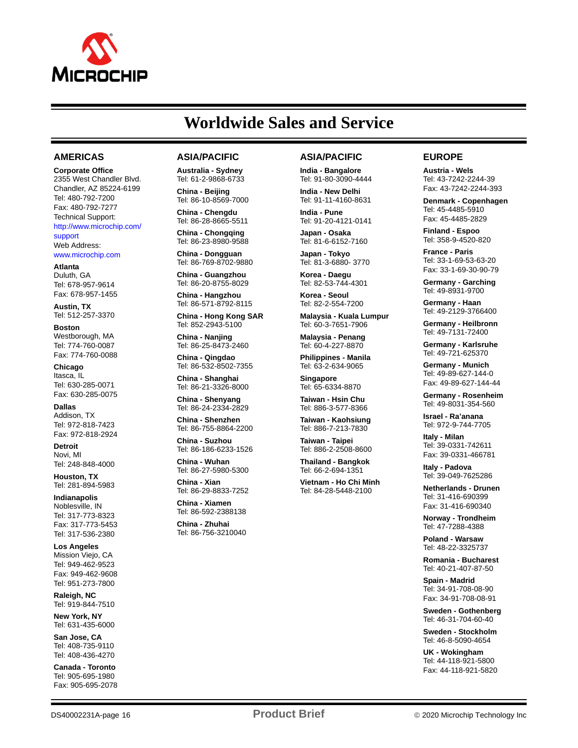# Worldwide Sales and Service

## AMERICAS

**Corporate Office**
2355 West Chandler Blvd.
Chandler, AZ 85224-6199
Tel: 480-792-7200
Fax: 480-792-7277
Technical Support:
http://www.microchip.com/support
Web Address:
www.microchip.com

**Atlanta**
Duluth, GA
Tel: 678-957-9614
Fax: 678-957-1455

**Austin, TX**
Tel: 512-257-3370

**Boston**
Westborough, MA
Tel: 774-760-0087
Fax: 774-760-0088

**Chicago**
Itasca, IL
Tel: 630-285-0071
Fax: 630-285-0075

**Dallas**
Addison, TX
Tel: 972-818-7423
Fax: 972-818-2924

**Detroit**
Novi, MI
Tel: 248-848-4000

**Houston, TX**
Tel: 281-894-5983

**Indianapolis**
Noblesville, IN
Tel: 317-773-8323
Fax: 317-773-5453
Tel: 317-536-2380

**Los Angeles**
Mission Viejo, CA
Tel: 949-462-9523
Fax: 949-462-9608
Tel: 951-273-7800

**Raleigh, NC**
Tel: 919-844-7510

**New York, NY**
Tel: 631-435-6000

**San Jose, CA**
Tel: 408-735-9110
Tel: 408-436-4270

**Canada - Toronto**
Tel: 905-695-1980
Fax: 905-695-2078

## ASIA/PACIFIC

**Australia - Sydney**
Tel: 61-2-9868-6733

**China - Beijing**
Tel: 86-10-8569-7000

**China - Chengdu**
Tel: 86-28-8665-5511

**China - Chongqing**
Tel: 86-23-8980-9588

**China - Dongguan**
Tel: 86-769-8702-9880

**China - Guangzhou**
Tel: 86-20-8755-8029

**China - Hangzhou**
Tel: 86-571-8792-8115

**China - Hong Kong SAR**
Tel: 852-2943-5100

**China - Nanjing**
Tel: 86-25-8473-2460

**China - Qingdao**
Tel: 86-532-8502-7355

**China - Shanghai**
Tel: 86-21-3326-8000

**China - Shenyang**
Tel: 86-24-2334-2829

**China - Shenzhen**
Tel: 86-755-8864-2200

**China - Suzhou**
Tel: 86-186-6233-1526

**China - Wuhan**
Tel: 86-27-5980-5300

**China - Xian**
Tel: 86-29-8833-7252

**China - Xiamen**
Tel: 86-592-2388138

**China - Zhuhai**
Tel: 86-756-3210040

## ASIA/PACIFIC

**India - Bangalore**
Tel: 91-80-3090-4444

**India - New Delhi**
Tel: 91-11-4160-8631

**India - Pune**
Tel: 91-20-4121-0141

**Japan - Osaka**
Tel: 81-6-6152-7160

**Japan - Tokyo**
Tel: 81-3-6880- 3770

**Korea - Daegu**
Tel: 82-53-744-4301

**Korea - Seoul**
Tel: 82-2-554-7200

**Malaysia - Kuala Lumpur**
Tel: 60-3-7651-7906

**Malaysia - Penang**
Tel: 60-4-227-8870

**Philippines - Manila**
Tel: 63-2-634-9065

**Singapore**
Tel: 65-6334-8870

**Taiwan - Hsin Chu**
Tel: 886-3-577-8366

**Taiwan - Kaohsiung**
Tel: 886-7-213-7830

**Taiwan - Taipei**
Tel: 886-2-2508-8600

**Thailand - Bangkok**
Tel: 66-2-694-1351

**Vietnam - Ho Chi Minh**
Tel: 84-28-5448-2100

## EUROPE

**Austria - Wels**
Tel: 43-7242-2244-39
Fax: 43-7242-2244-393

**Denmark - Copenhagen**
Tel: 45-4485-5910
Fax: 45-4485-2829

**Finland - Espoo**
Tel: 358-9-4520-820

**France - Paris**
Tel: 33-1-69-53-63-20
Fax: 33-1-69-30-90-79

**Germany - Garching**
Tel: 49-8931-9700

**Germany - Haan**
Tel: 49-2129-3766400

**Germany - Heilbronn**
Tel: 49-7131-72400

**Germany - Karlsruhe**
Tel: 49-721-625370

**Germany - Munich**
Tel: 49-89-627-144-0
Fax: 49-89-627-144-44

**Germany - Rosenheim**
Tel: 49-8031-354-560

**Israel - Ra'anana**
Tel: 972-9-744-7705

**Italy - Milan**
Tel: 39-0331-742611
Fax: 39-0331-466781

**Italy - Padova**
Tel: 39-049-7625286

**Netherlands - Drunen**
Tel: 31-416-690399
Fax: 31-416-690340

**Norway - Trondheim**
Tel: 47-7288-4388

**Poland - Warsaw**
Tel: 48-22-3325737

**Romania - Bucharest**
Tel: 40-21-407-87-50

**Spain - Madrid**
Tel: 34-91-708-08-90
Fax: 34-91-708-08-91

**Sweden - Gothenberg**
Tel: 46-31-704-60-40

**Sweden - Stockholm**
Tel: 46-8-5090-4654

**UK - Wokingham**
Tel: 44-118-921-5800
Fax: 44-118-921-5820